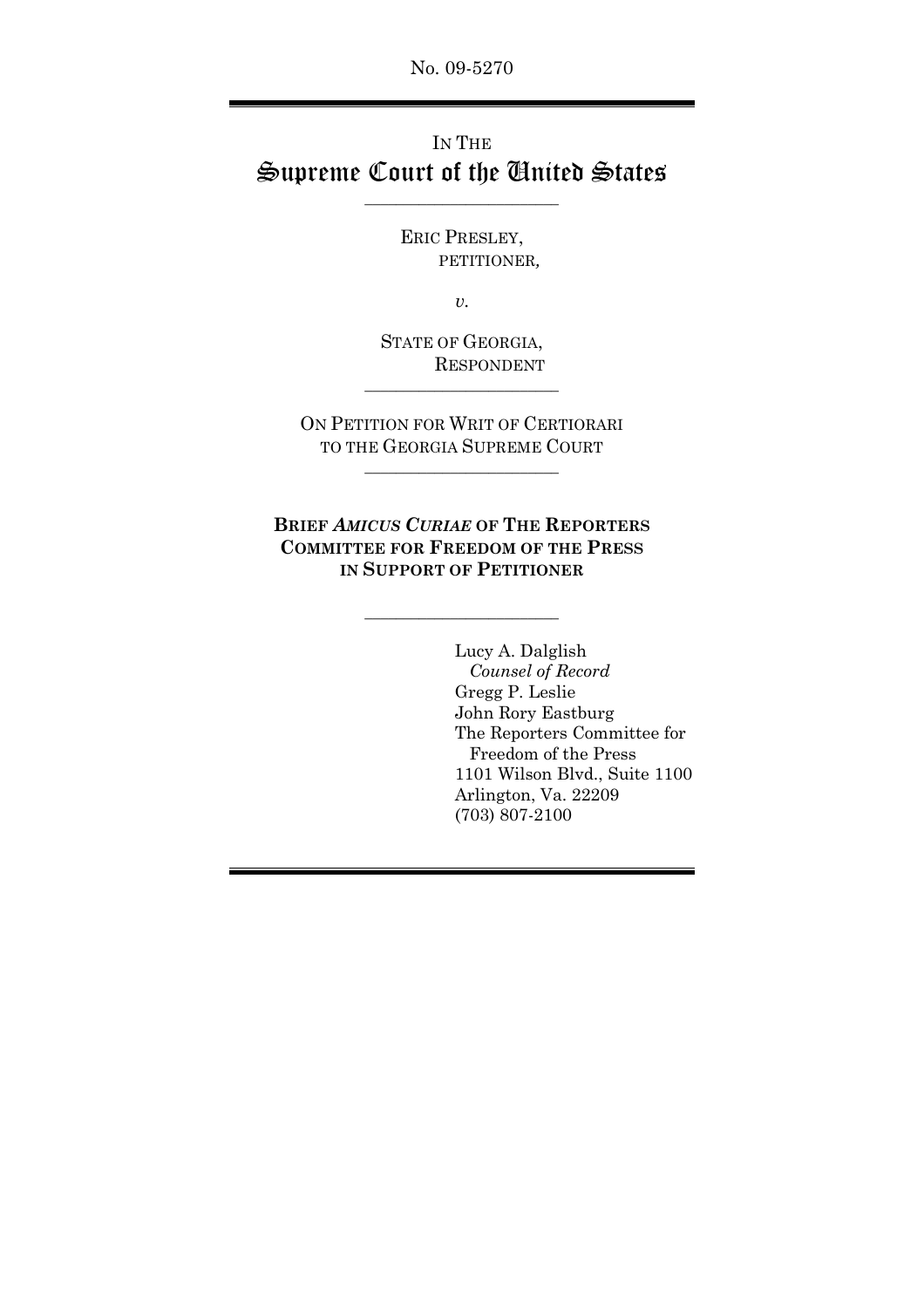No. 09-5270

---

IN THE

# Supreme Court of the United States

---

ERIC PRESLEY,
PETITIONER,

*v.*

STATE OF GEORGIA,
RESPONDENT

---

ON PETITION FOR WRIT OF CERTIORARI
TO THE GEORGIA SUPREME COURT

---

**BRIEF *AMICUS CURIAE* OF THE REPORTERS COMMITTEE FOR FREEDOM OF THE PRESS IN SUPPORT OF PETITIONER**

---

Lucy A. Dalglish
*Counsel of Record*
Gregg P. Leslie
John Rory Eastburg
The Reporters Committee for Freedom of the Press
1101 Wilson Blvd., Suite 1100
Arlington, Va. 22209
(703) 807-2100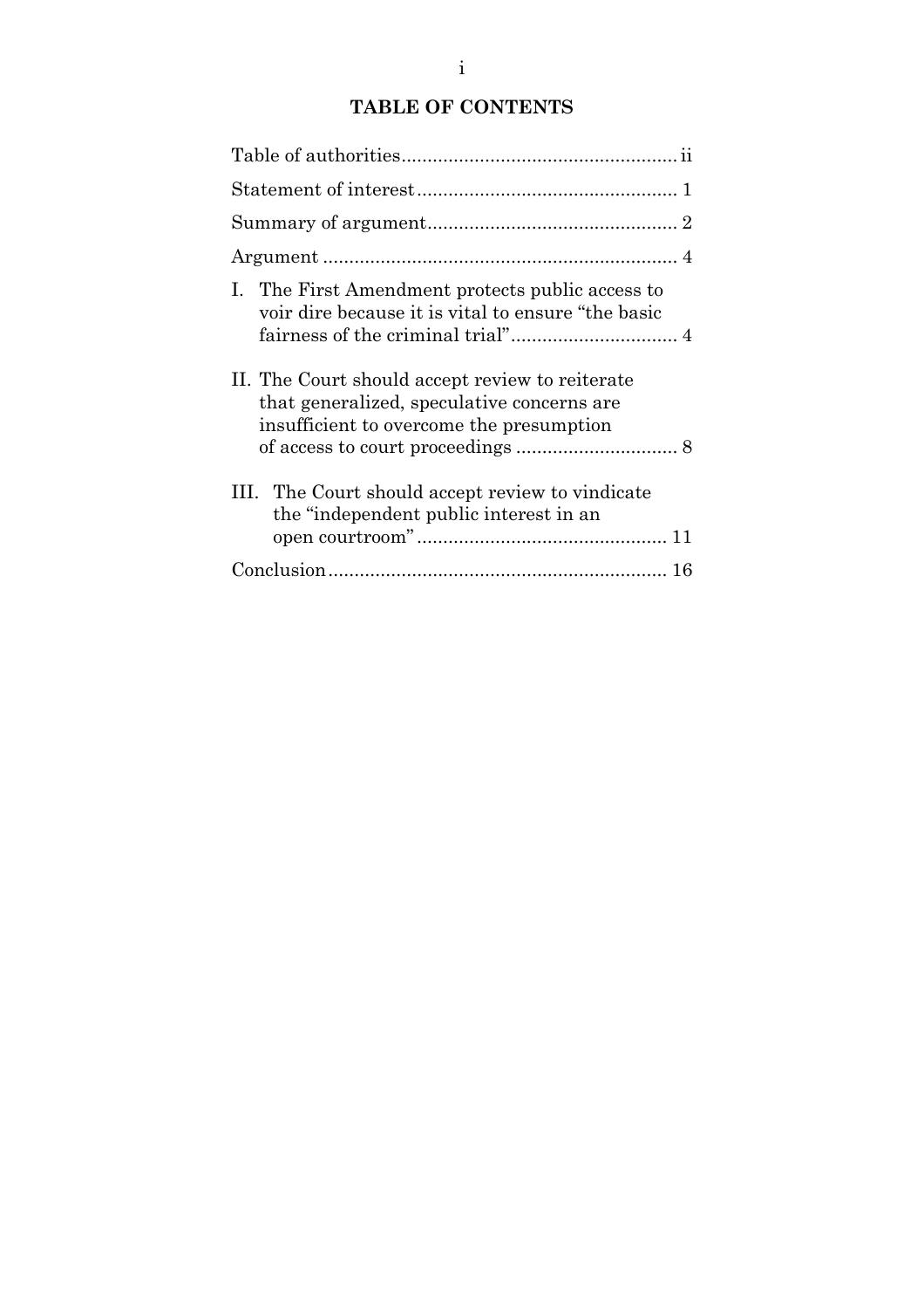## TABLE OF CONTENTS

Table of authorities ..................................................... ii

Statement of interest .................................................. 1

Summary of argument ................................................ 2

Argument .................................................................... 4

I. The First Amendment protects public access to voir dire because it is vital to ensure "the basic fairness of the criminal trial" ................................ 4

II. The Court should accept review to reiterate that generalized, speculative concerns are insufficient to overcome the presumption of access to court proceedings ............................... 8

III. The Court should accept review to vindicate the "independent public interest in an open courtroom" ................................................ 11

Conclusion ................................................................ 16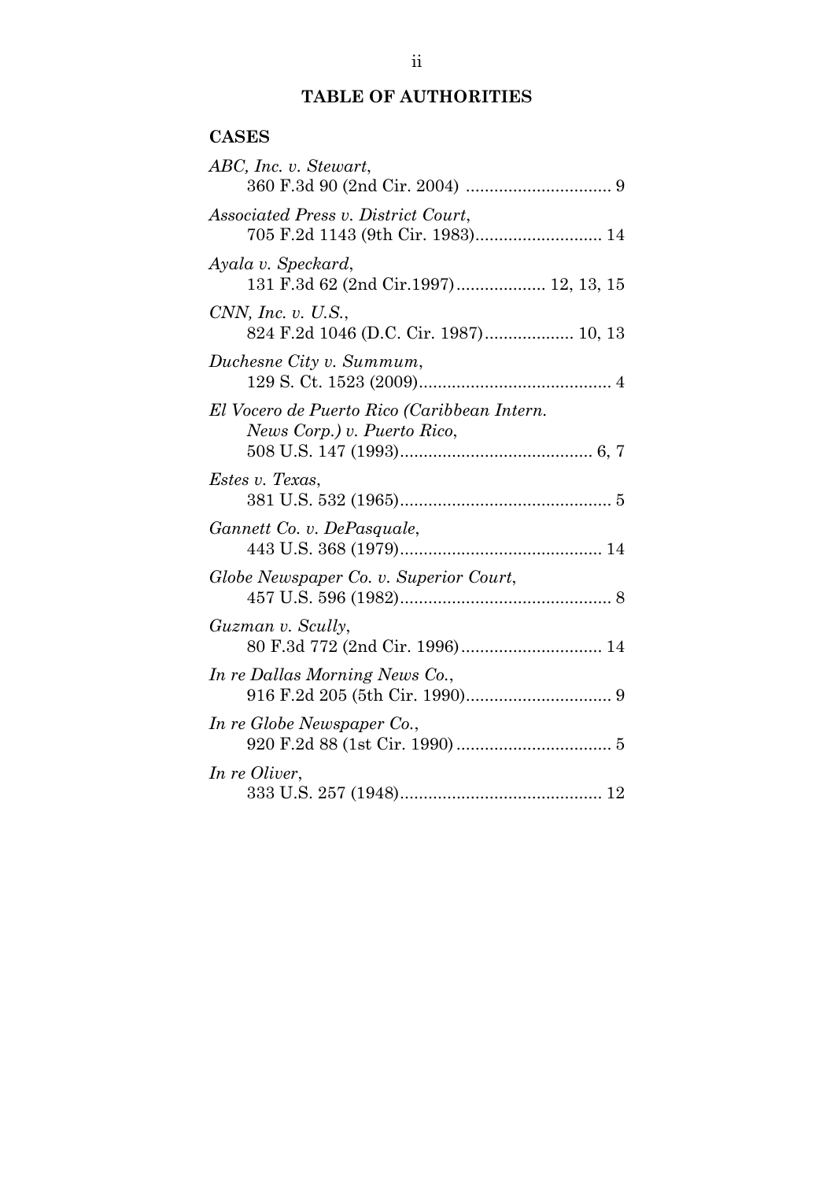# TABLE OF AUTHORITIES

## CASES

*ABC, Inc. v. Stewart*,
360 F.3d 90 (2nd Cir. 2004) ............................... 9

*Associated Press v. District Court*,
705 F.2d 1143 (9th Cir. 1983).......................... 14

*Ayala v. Speckard*,
131 F.3d 62 (2nd Cir.1997).................. 12, 13, 15

*CNN, Inc. v. U.S.*,
824 F.2d 1046 (D.C. Cir. 1987).................. 10, 13

*Duchesne City v. Summum*,
129 S. Ct. 1523 (2009)......................................... 4

*El Vocero de Puerto Rico (Caribbean Intern. News Corp.) v. Puerto Rico*,
508 U.S. 147 (1993)......................................... 6, 7

*Estes v. Texas*,
381 U.S. 532 (1965)............................................. 5

*Gannett Co. v. DePasquale*,
443 U.S. 368 (1979).......................................... 14

*Globe Newspaper Co. v. Superior Court*,
457 U.S. 596 (1982)............................................. 8

*Guzman v. Scully*,
80 F.3d 772 (2nd Cir. 1996)............................. 14

*In re Dallas Morning News Co.*,
916 F.2d 205 (5th Cir. 1990).............................. 9

*In re Globe Newspaper Co.*,
920 F.2d 88 (1st Cir. 1990) ................................ 5

*In re Oliver*,
333 U.S. 257 (1948).......................................... 12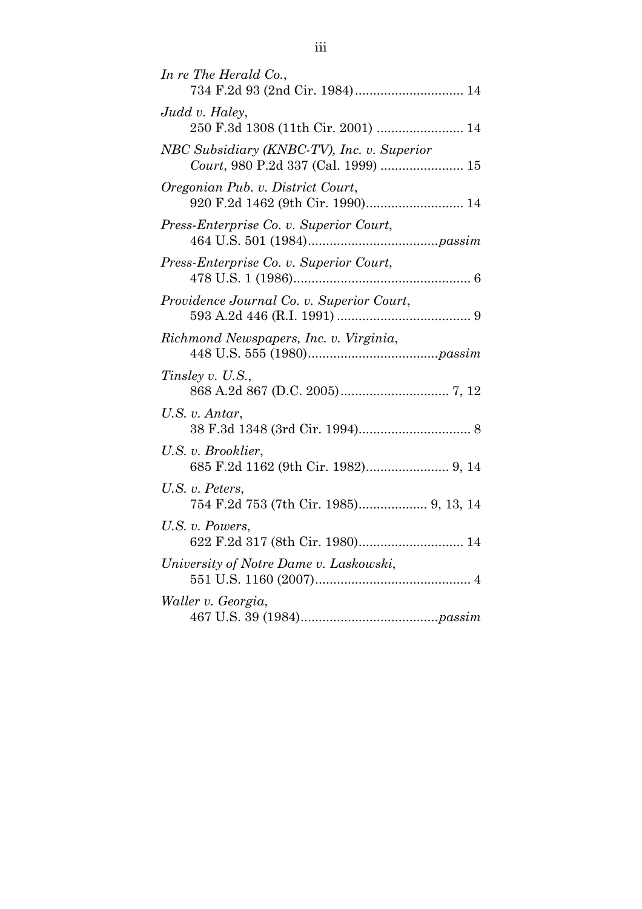*In re The Herald Co.*,
734 F.2d 93 (2nd Cir. 1984).............................. 14

*Judd v. Haley*,
250 F.3d 1308 (11th Cir. 2001) ........................ 14

*NBC Subsidiary (KNBC-TV), Inc. v. Superior Court*, 980 P.2d 337 (Cal. 1999) ....................... 15

*Oregonian Pub. v. District Court*,
920 F.2d 1462 (9th Cir. 1990)........................... 14

*Press-Enterprise Co. v. Superior Court*,
464 U.S. 501 (1984)....................................*passim*

*Press-Enterprise Co. v. Superior Court*,
478 U.S. 1 (1986)................................................. 6

*Providence Journal Co. v. Superior Court*,
593 A.2d 446 (R.I. 1991) ..................................... 9

*Richmond Newspapers, Inc. v. Virginia*,
448 U.S. 555 (1980)....................................*passim*

*Tinsley v. U.S.*,
868 A.2d 867 (D.C. 2005).............................. 7, 12

*U.S. v. Antar*,
38 F.3d 1348 (3rd Cir. 1994)............................... 8

*U.S. v. Brooklier*,
685 F.2d 1162 (9th Cir. 1982)....................... 9, 14

*U.S. v. Peters*,
754 F.2d 753 (7th Cir. 1985)................... 9, 13, 14

*U.S. v. Powers*,
622 F.2d 317 (8th Cir. 1980)............................. 14

*University of Notre Dame v. Laskowski*,
551 U.S. 1160 (2007)........................................... 4

*Waller v. Georgia*,
467 U.S. 39 (1984)......................................*passim*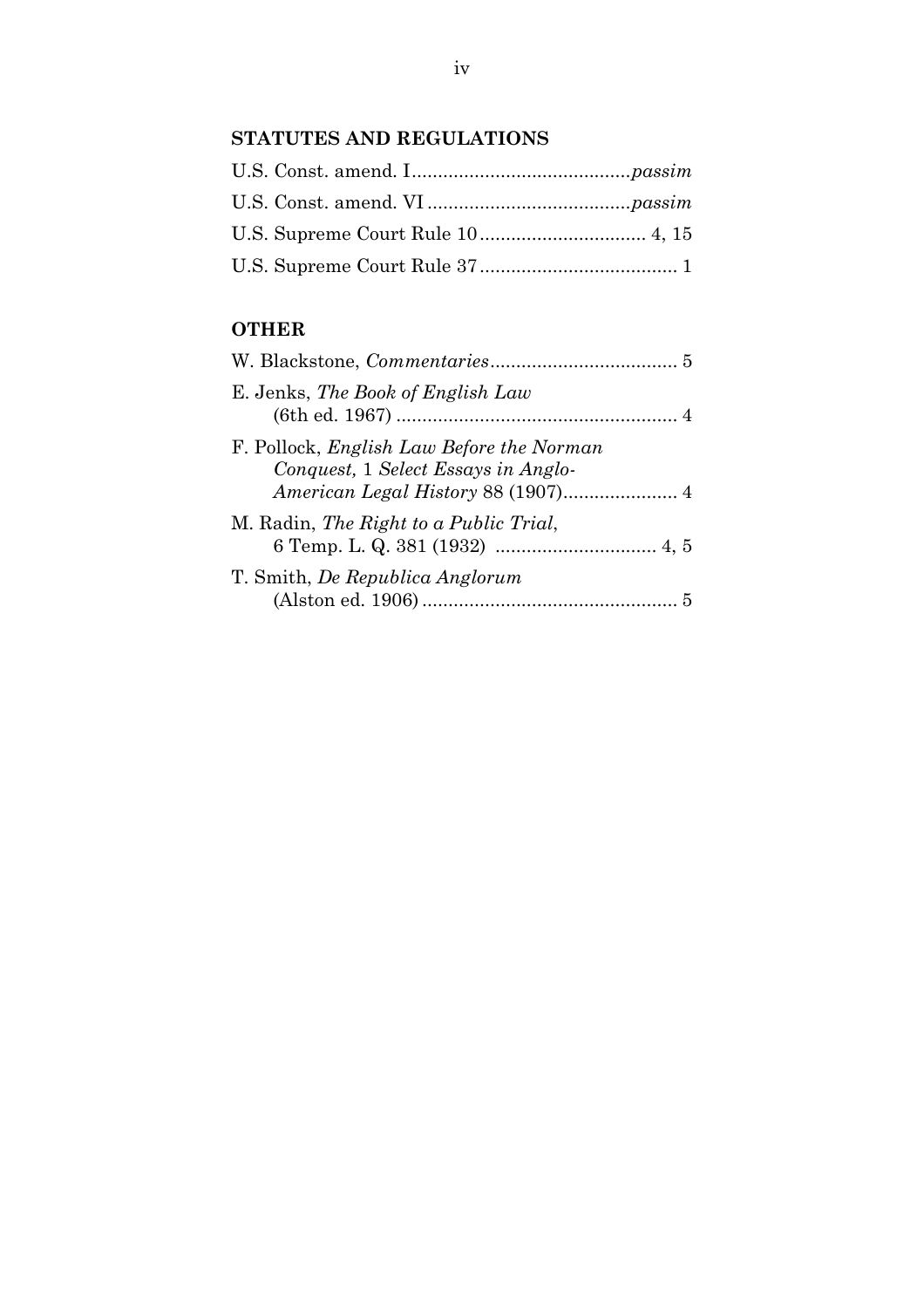## STATUTES AND REGULATIONS

U.S. Const. amend. I..........................................*passim*

U.S. Const. amend. VI.......................................*passim*

U.S. Supreme Court Rule 10................................ 4, 15

U.S. Supreme Court Rule 37...................................... 1

## OTHER

W. Blackstone, *Commentaries*.................................... 5

E. Jenks, *The Book of English Law* (6th ed. 1967) ...................................................... 4

F. Pollock, *English Law Before the Norman Conquest,* 1 *Select Essays in Anglo-American Legal History* 88 (1907)...................... 4

M. Radin, *The Right to a Public Trial*, 6 Temp. L. Q. 381 (1932) ............................... 4, 5

T. Smith, *De Republica Anglorum* (Alston ed. 1906) ................................................. 5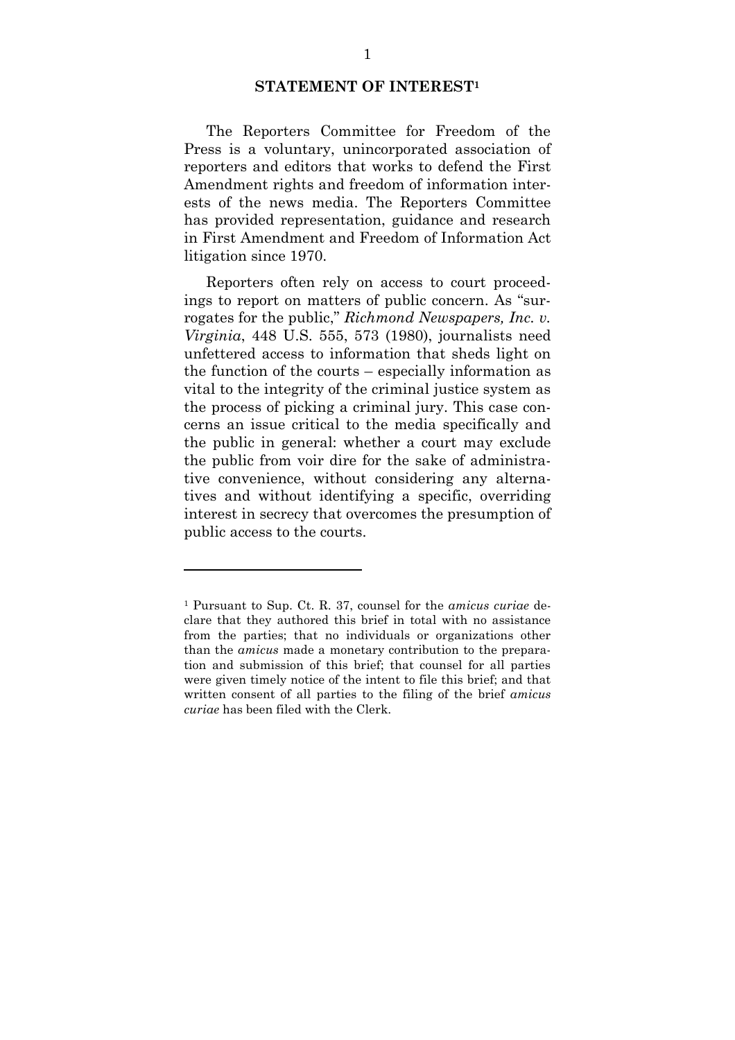## STATEMENT OF INTEREST[1]

The Reporters Committee for Freedom of the Press is a voluntary, unincorporated association of reporters and editors that works to defend the First Amendment rights and freedom of information interests of the news media. The Reporters Committee has provided representation, guidance and research in First Amendment and Freedom of Information Act litigation since 1970.

Reporters often rely on access to court proceedings to report on matters of public concern. As "surrogates for the public," *Richmond Newspapers, Inc. v. Virginia*, 448 U.S. 555, 573 (1980), journalists need unfettered access to information that sheds light on the function of the courts – especially information as vital to the integrity of the criminal justice system as the process of picking a criminal jury. This case concerns an issue critical to the media specifically and the public in general: whether a court may exclude the public from voir dire for the sake of administrative convenience, without considering any alternatives and without identifying a specific, overriding interest in secrecy that overcomes the presumption of public access to the courts.

---

[1] Pursuant to Sup. Ct. R. 37, counsel for the *amicus curiae* declare that they authored this brief in total with no assistance from the parties; that no individuals or organizations other than the *amicus* made a monetary contribution to the preparation and submission of this brief; that counsel for all parties were given timely notice of the intent to file this brief; and that written consent of all parties to the filing of the brief *amicus curiae* has been filed with the Clerk.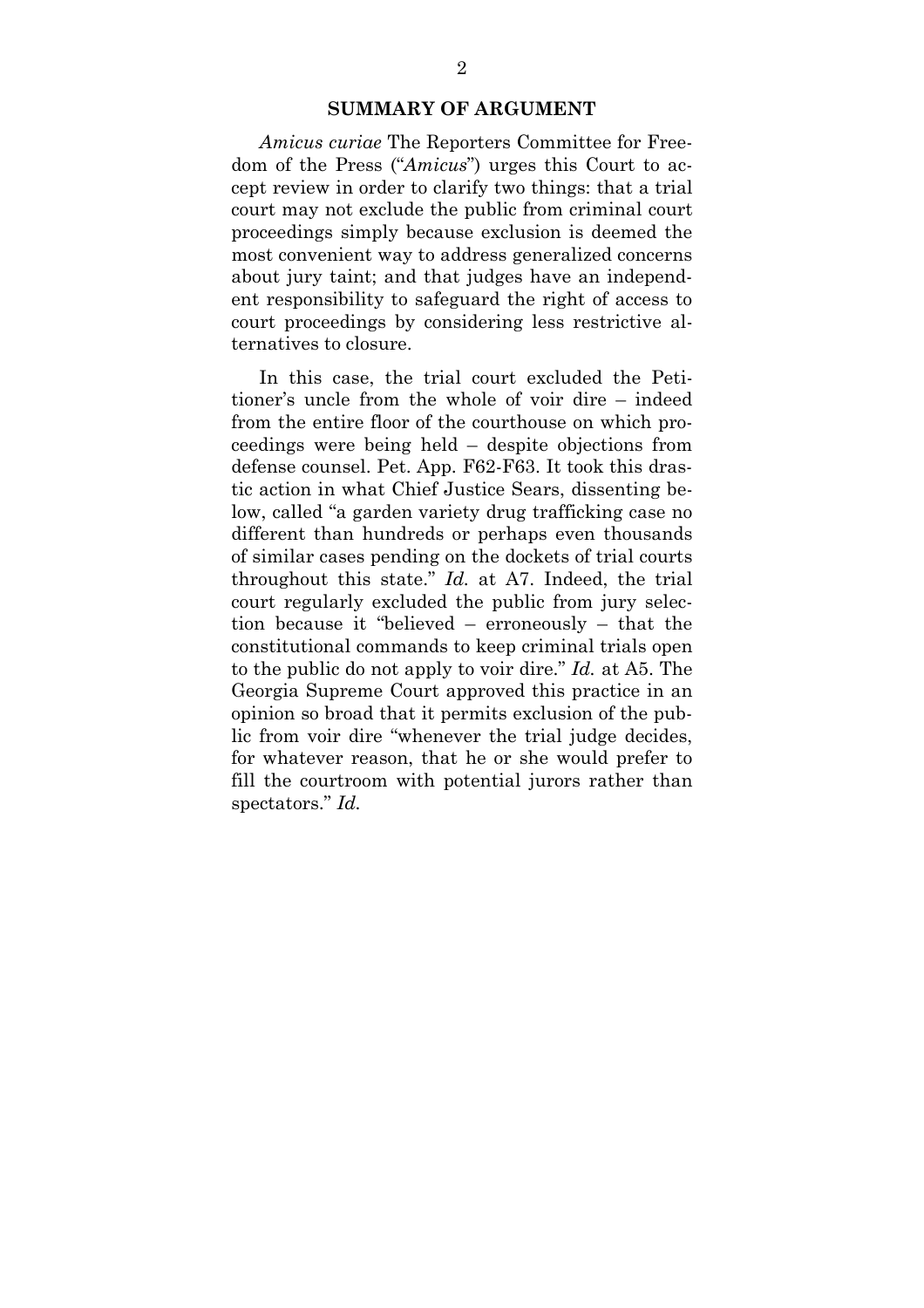## SUMMARY OF ARGUMENT

*Amicus curiae* The Reporters Committee for Freedom of the Press ("*Amicus*") urges this Court to accept review in order to clarify two things: that a trial court may not exclude the public from criminal court proceedings simply because exclusion is deemed the most convenient way to address generalized concerns about jury taint; and that judges have an independent responsibility to safeguard the right of access to court proceedings by considering less restrictive alternatives to closure.

In this case, the trial court excluded the Petitioner's uncle from the whole of voir dire – indeed from the entire floor of the courthouse on which proceedings were being held – despite objections from defense counsel. Pet. App. F62-F63. It took this drastic action in what Chief Justice Sears, dissenting below, called "a garden variety drug trafficking case no different than hundreds or perhaps even thousands of similar cases pending on the dockets of trial courts throughout this state." *Id.* at A7. Indeed, the trial court regularly excluded the public from jury selection because it "believed – erroneously – that the constitutional commands to keep criminal trials open to the public do not apply to voir dire." *Id.* at A5. The Georgia Supreme Court approved this practice in an opinion so broad that it permits exclusion of the public from voir dire "whenever the trial judge decides, for whatever reason, that he or she would prefer to fill the courtroom with potential jurors rather than spectators." *Id.*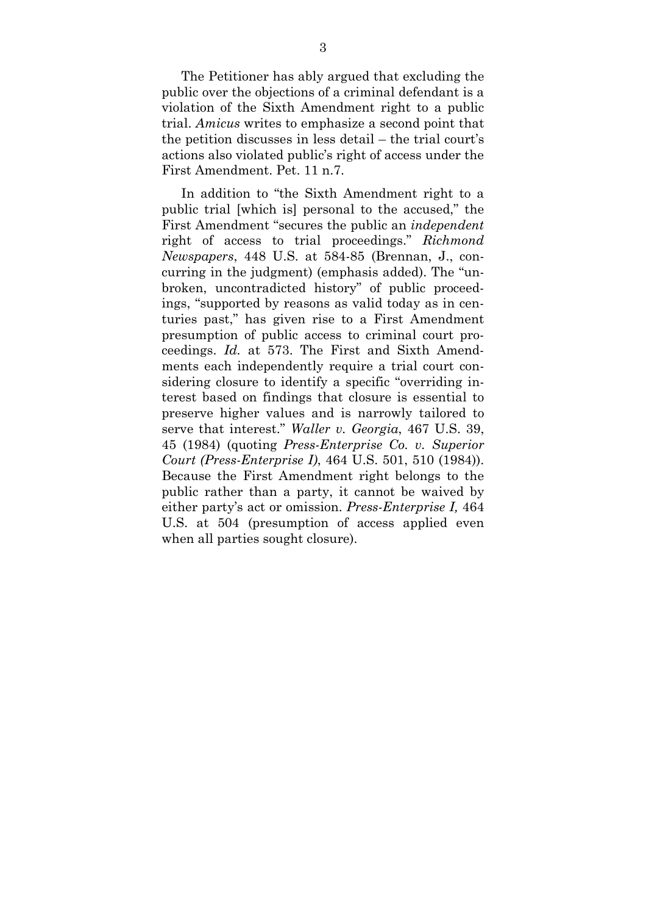The Petitioner has ably argued that excluding the public over the objections of a criminal defendant is a violation of the Sixth Amendment right to a public trial. *Amicus* writes to emphasize a second point that the petition discusses in less detail – the trial court's actions also violated public's right of access under the First Amendment. Pet. 11 n.7.

In addition to "the Sixth Amendment right to a public trial [which is] personal to the accused," the First Amendment "secures the public an *independent* right of access to trial proceedings." *Richmond Newspapers*, 448 U.S. at 584-85 (Brennan, J., concurring in the judgment) (emphasis added). The "unbroken, uncontradicted history" of public proceedings, "supported by reasons as valid today as in centuries past," has given rise to a First Amendment presumption of public access to criminal court proceedings. *Id.* at 573. The First and Sixth Amendments each independently require a trial court considering closure to identify a specific "overriding interest based on findings that closure is essential to preserve higher values and is narrowly tailored to serve that interest." *Waller v. Georgia*, 467 U.S. 39, 45 (1984) (quoting *Press-Enterprise Co. v. Superior Court (Press-Enterprise I)*, 464 U.S. 501, 510 (1984)). Because the First Amendment right belongs to the public rather than a party, it cannot be waived by either party's act or omission. *Press-Enterprise I,* 464 U.S. at 504 (presumption of access applied even when all parties sought closure).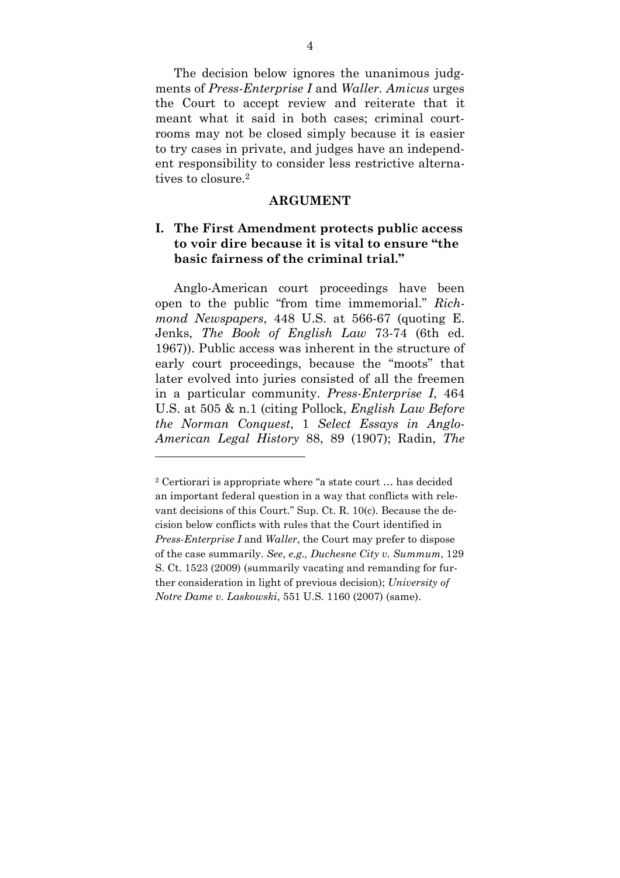The decision below ignores the unanimous judgments of *Press-Enterprise I* and *Waller*. *Amicus* urges the Court to accept review and reiterate that it meant what it said in both cases; criminal courtrooms may not be closed simply because it is easier to try cases in private, and judges have an independent responsibility to consider less restrictive alternatives to closure.[2]

## ARGUMENT

### I. The First Amendment protects public access to voir dire because it is vital to ensure "the basic fairness of the criminal trial."

Anglo-American court proceedings have been open to the public "from time immemorial." *Richmond Newspapers*, 448 U.S. at 566-67 (quoting E. Jenks, *The Book of English Law* 73-74 (6th ed. 1967)). Public access was inherent in the structure of early court proceedings, because the "moots" that later evolved into juries consisted of all the freemen in a particular community. *Press-Enterprise I*, 464 U.S. at 505 & n.1 (citing Pollock, *English Law Before the Norman Conquest*, 1 *Select Essays in Anglo-American Legal History* 88, 89 (1907); Radin, *The*

---

[2] Certiorari is appropriate where "a state court … has decided an important federal question in a way that conflicts with relevant decisions of this Court." Sup. Ct. R. 10(c). Because the decision below conflicts with rules that the Court identified in *Press-Enterprise I* and *Waller*, the Court may prefer to dispose of the case summarily. *See, e.g., Duchesne City v. Summum*, 129 S. Ct. 1523 (2009) (summarily vacating and remanding for further consideration in light of previous decision); *University of Notre Dame v. Laskowski*, 551 U.S. 1160 (2007) (same).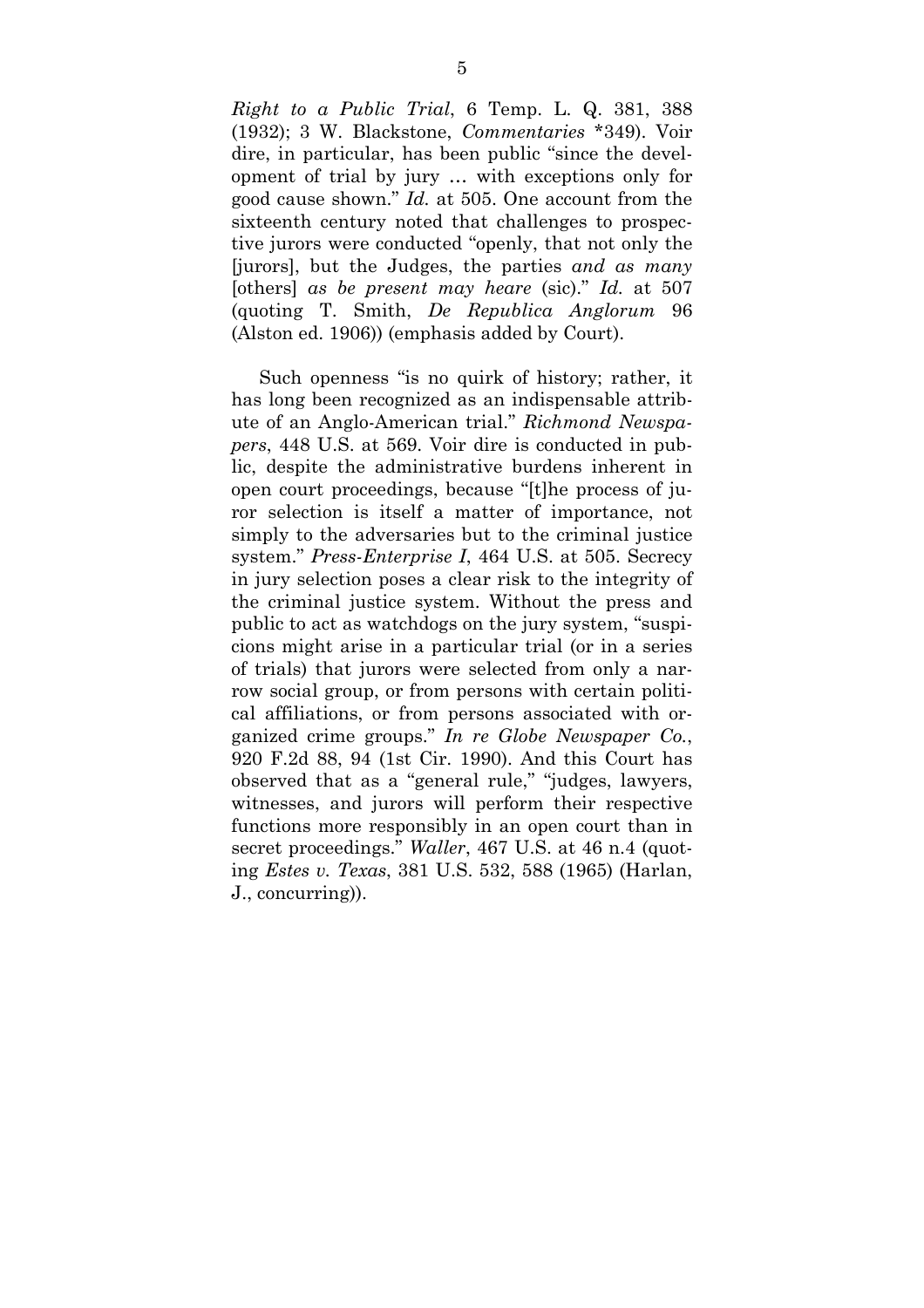*Right to a Public Trial*, 6 Temp. L. Q. 381, 388 (1932); 3 W. Blackstone, *Commentaries* *349). Voir dire, in particular, has been public "since the development of trial by jury … with exceptions only for good cause shown." *Id.* at 505. One account from the sixteenth century noted that challenges to prospective jurors were conducted "openly, that not only the [jurors], but the Judges, the parties *and as many* [others] *as be present may heare* (sic)." *Id.* at 507 (quoting T. Smith, *De Republica Anglorum* 96 (Alston ed. 1906)) (emphasis added by Court).

Such openness "is no quirk of history; rather, it has long been recognized as an indispensable attribute of an Anglo-American trial." *Richmond Newspapers*, 448 U.S. at 569. Voir dire is conducted in public, despite the administrative burdens inherent in open court proceedings, because "[t]he process of juror selection is itself a matter of importance, not simply to the adversaries but to the criminal justice system." *Press-Enterprise I*, 464 U.S. at 505. Secrecy in jury selection poses a clear risk to the integrity of the criminal justice system. Without the press and public to act as watchdogs on the jury system, "suspicions might arise in a particular trial (or in a series of trials) that jurors were selected from only a narrow social group, or from persons with certain political affiliations, or from persons associated with organized crime groups." *In re Globe Newspaper Co.*, 920 F.2d 88, 94 (1st Cir. 1990). And this Court has observed that as a "general rule," "judges, lawyers, witnesses, and jurors will perform their respective functions more responsibly in an open court than in secret proceedings." *Waller*, 467 U.S. at 46 n.4 (quoting *Estes v. Texas*, 381 U.S. 532, 588 (1965) (Harlan, J., concurring)).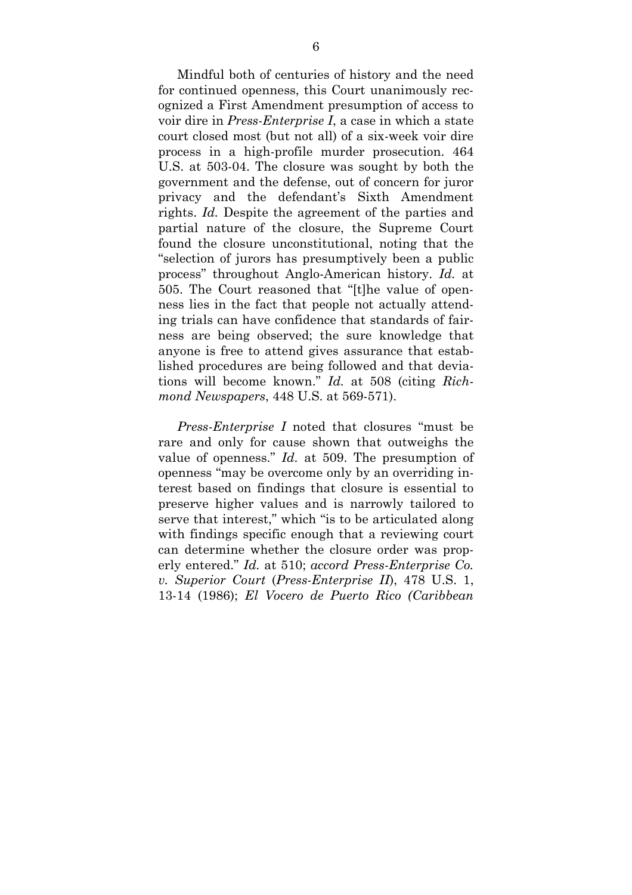Mindful both of centuries of history and the need for continued openness, this Court unanimously recognized a First Amendment presumption of access to voir dire in *Press-Enterprise I*, a case in which a state court closed most (but not all) of a six-week voir dire process in a high-profile murder prosecution. 464 U.S. at 503-04. The closure was sought by both the government and the defense, out of concern for juror privacy and the defendant's Sixth Amendment rights. *Id.* Despite the agreement of the parties and partial nature of the closure, the Supreme Court found the closure unconstitutional, noting that the "selection of jurors has presumptively been a public process" throughout Anglo-American history. *Id.* at 505. The Court reasoned that "[t]he value of openness lies in the fact that people not actually attending trials can have confidence that standards of fairness are being observed; the sure knowledge that anyone is free to attend gives assurance that established procedures are being followed and that deviations will become known." *Id.* at 508 (citing *Richmond Newspapers*, 448 U.S. at 569-571).

*Press-Enterprise I* noted that closures "must be rare and only for cause shown that outweighs the value of openness." *Id.* at 509. The presumption of openness "may be overcome only by an overriding interest based on findings that closure is essential to preserve higher values and is narrowly tailored to serve that interest," which "is to be articulated along with findings specific enough that a reviewing court can determine whether the closure order was properly entered." *Id.* at 510; *accord Press-Enterprise Co. v. Superior Court* (*Press-Enterprise II*), 478 U.S. 1, 13-14 (1986); *El Vocero de Puerto Rico (Caribbean*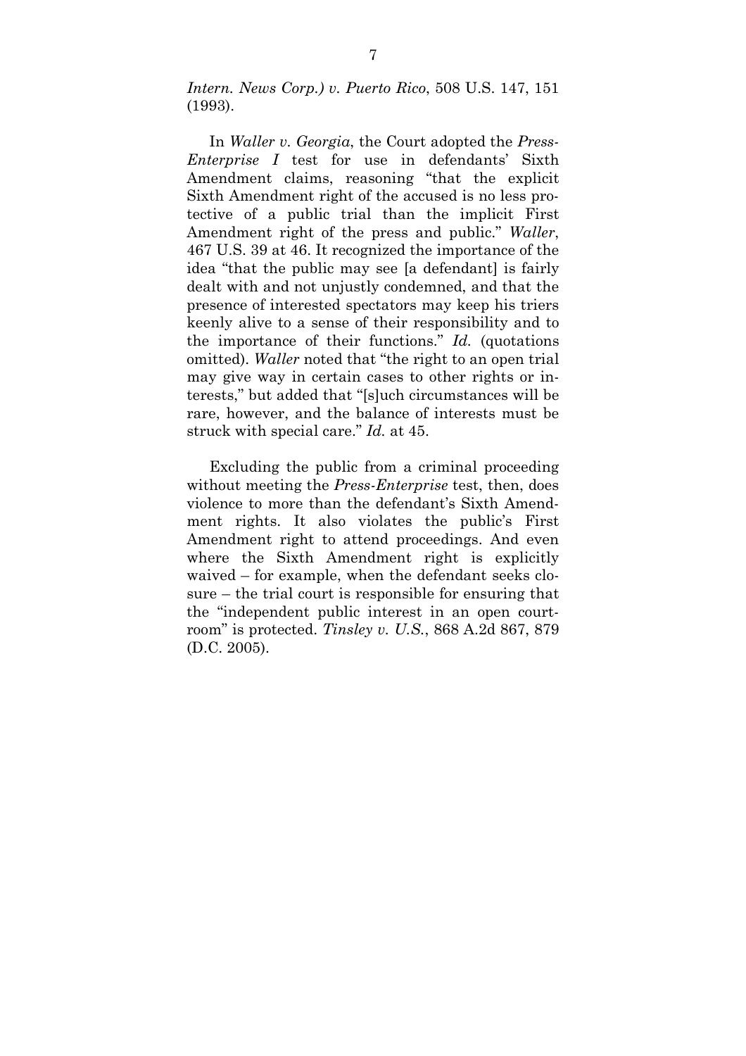*Intern. News Corp.) v. Puerto Rico*, 508 U.S. 147, 151 (1993).

In *Waller v. Georgia*, the Court adopted the *Press-Enterprise I* test for use in defendants' Sixth Amendment claims, reasoning "that the explicit Sixth Amendment right of the accused is no less protective of a public trial than the implicit First Amendment right of the press and public." *Waller*, 467 U.S. 39 at 46. It recognized the importance of the idea "that the public may see [a defendant] is fairly dealt with and not unjustly condemned, and that the presence of interested spectators may keep his triers keenly alive to a sense of their responsibility and to the importance of their functions." *Id.* (quotations omitted). *Waller* noted that "the right to an open trial may give way in certain cases to other rights or interests," but added that "[s]uch circumstances will be rare, however, and the balance of interests must be struck with special care." *Id.* at 45.

Excluding the public from a criminal proceeding without meeting the *Press-Enterprise* test, then, does violence to more than the defendant's Sixth Amendment rights. It also violates the public's First Amendment right to attend proceedings. And even where the Sixth Amendment right is explicitly waived – for example, when the defendant seeks closure – the trial court is responsible for ensuring that the "independent public interest in an open courtroom" is protected. *Tinsley v. U.S.*, 868 A.2d 867, 879 (D.C. 2005).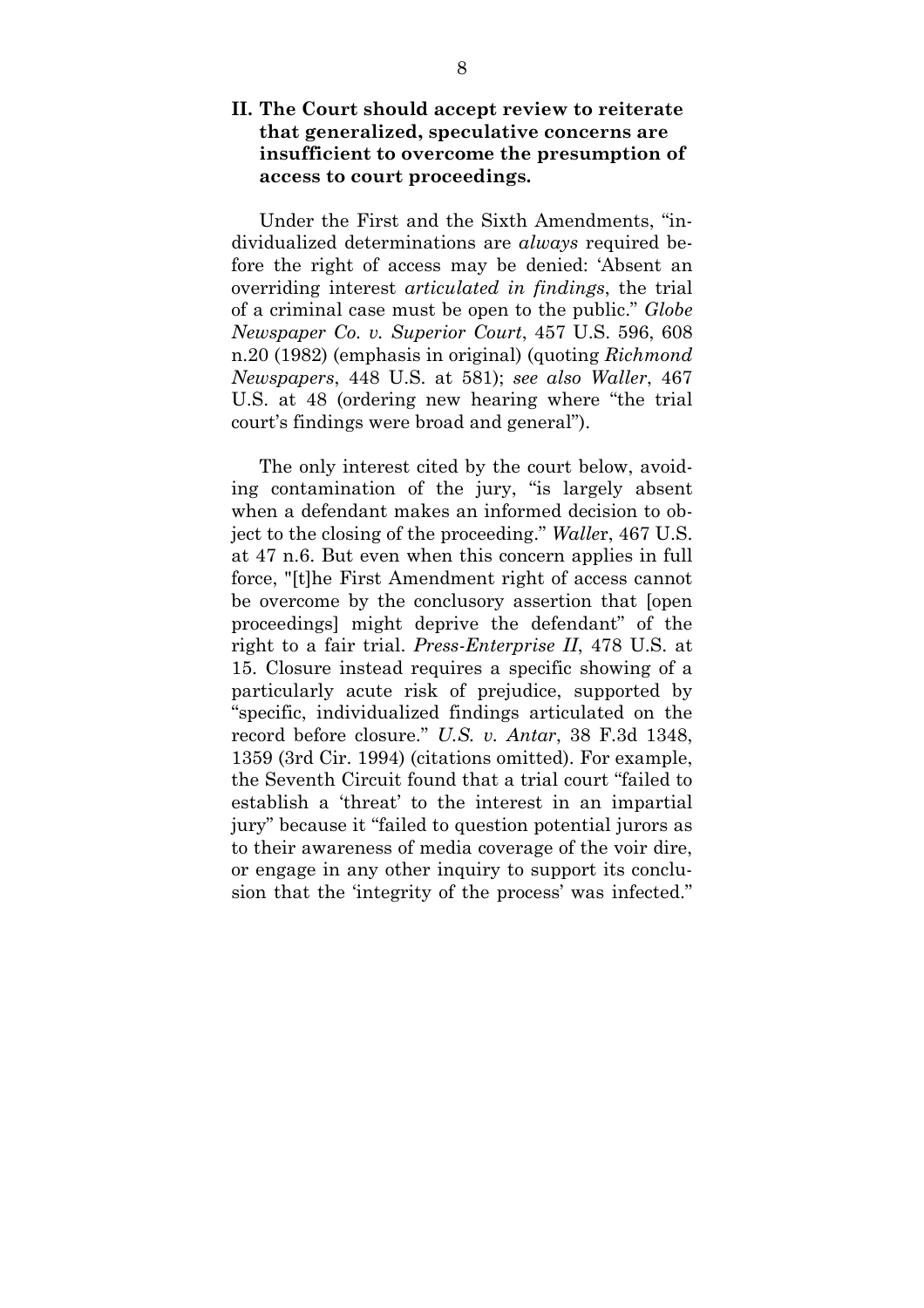## II. The Court should accept review to reiterate that generalized, speculative concerns are insufficient to overcome the presumption of access to court proceedings.

Under the First and the Sixth Amendments, "individualized determinations are *always* required before the right of access may be denied: 'Absent an overriding interest *articulated in findings*, the trial of a criminal case must be open to the public." *Globe Newspaper Co. v. Superior Court*, 457 U.S. 596, 608 n.20 (1982) (emphasis in original) (quoting *Richmond Newspapers*, 448 U.S. at 581); *see also Waller*, 467 U.S. at 48 (ordering new hearing where "the trial court's findings were broad and general").

The only interest cited by the court below, avoiding contamination of the jury, "is largely absent when a defendant makes an informed decision to object to the closing of the proceeding." *Waller*, 467 U.S. at 47 n.6. But even when this concern applies in full force, "[t]he First Amendment right of access cannot be overcome by the conclusory assertion that [open proceedings] might deprive the defendant" of the right to a fair trial. *Press-Enterprise II*, 478 U.S. at 15. Closure instead requires a specific showing of a particularly acute risk of prejudice, supported by "specific, individualized findings articulated on the record before closure." *U.S. v. Antar*, 38 F.3d 1348, 1359 (3rd Cir. 1994) (citations omitted). For example, the Seventh Circuit found that a trial court "failed to establish a 'threat' to the interest in an impartial jury" because it "failed to question potential jurors as to their awareness of media coverage of the voir dire, or engage in any other inquiry to support its conclusion that the 'integrity of the process' was infected."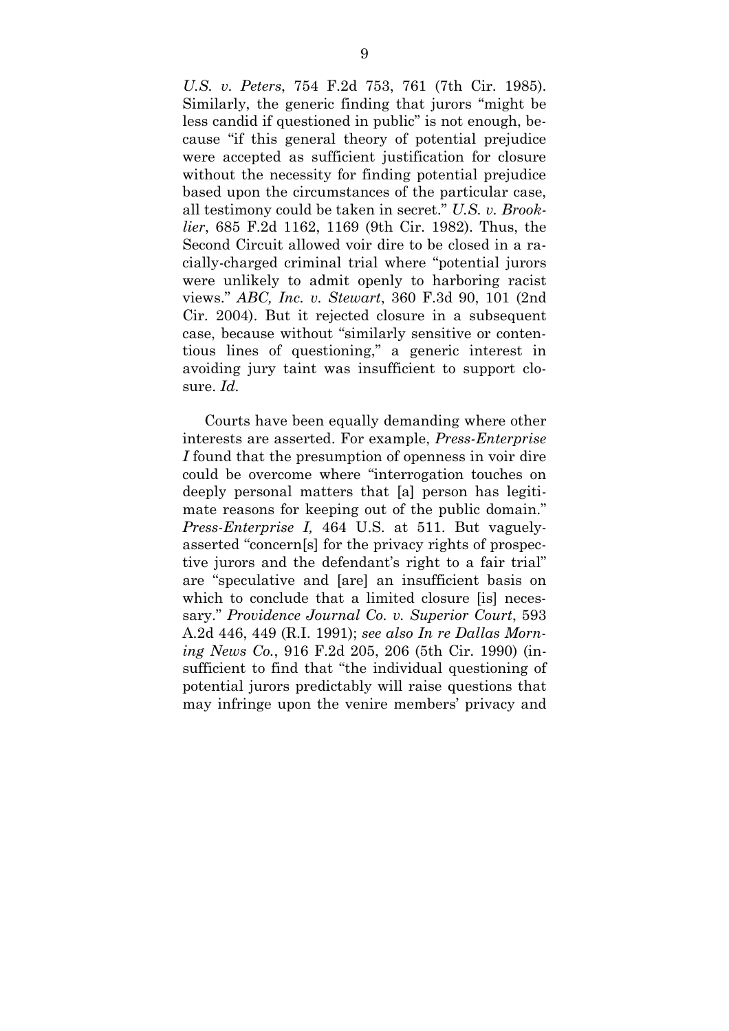*U.S. v. Peters*, 754 F.2d 753, 761 (7th Cir. 1985). Similarly, the generic finding that jurors "might be less candid if questioned in public" is not enough, because "if this general theory of potential prejudice were accepted as sufficient justification for closure without the necessity for finding potential prejudice based upon the circumstances of the particular case, all testimony could be taken in secret." *U.S. v. Brooklier*, 685 F.2d 1162, 1169 (9th Cir. 1982). Thus, the Second Circuit allowed voir dire to be closed in a racially-charged criminal trial where "potential jurors were unlikely to admit openly to harboring racist views." *ABC, Inc. v. Stewart*, 360 F.3d 90, 101 (2nd Cir. 2004). But it rejected closure in a subsequent case, because without "similarly sensitive or contentious lines of questioning," a generic interest in avoiding jury taint was insufficient to support closure. *Id.*

Courts have been equally demanding where other interests are asserted. For example, *Press-Enterprise I* found that the presumption of openness in voir dire could be overcome where "interrogation touches on deeply personal matters that [a] person has legitimate reasons for keeping out of the public domain." *Press-Enterprise I,* 464 U.S. at 511. But vaguely-asserted "concern[s] for the privacy rights of prospective jurors and the defendant's right to a fair trial" are "speculative and [are] an insufficient basis on which to conclude that a limited closure [is] necessary." *Providence Journal Co. v. Superior Court*, 593 A.2d 446, 449 (R.I. 1991); *see also In re Dallas Morning News Co.*, 916 F.2d 205, 206 (5th Cir. 1990) (insufficient to find that "the individual questioning of potential jurors predictably will raise questions that may infringe upon the venire members' privacy and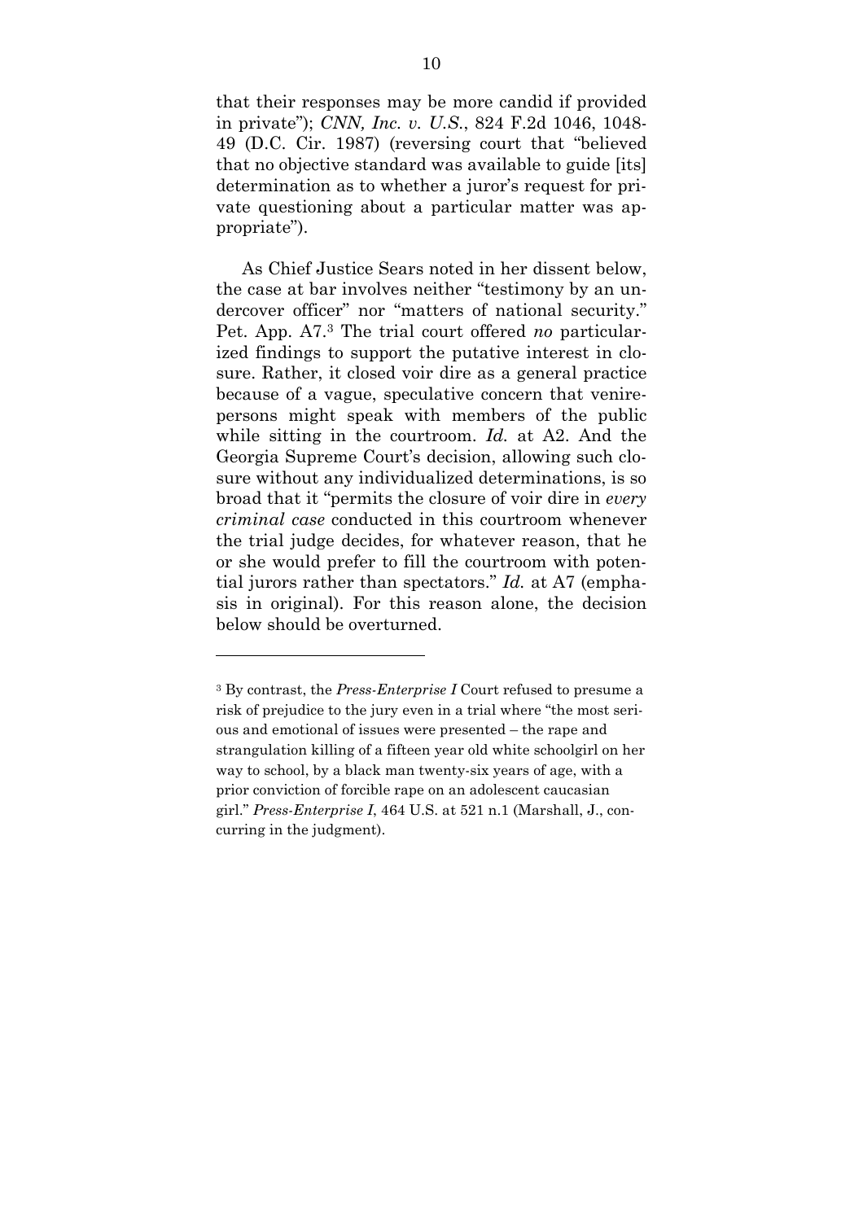that their responses may be more candid if provided in private"); *CNN, Inc. v. U.S.*, 824 F.2d 1046, 1048-49 (D.C. Cir. 1987) (reversing court that "believed that no objective standard was available to guide [its] determination as to whether a juror's request for private questioning about a particular matter was appropriate").

As Chief Justice Sears noted in her dissent below, the case at bar involves neither "testimony by an undercover officer" nor "matters of national security." Pet. App. A7.[3] The trial court offered *no* particularized findings to support the putative interest in closure. Rather, it closed voir dire as a general practice because of a vague, speculative concern that venirepersons might speak with members of the public while sitting in the courtroom. *Id.* at A2. And the Georgia Supreme Court's decision, allowing such closure without any individualized determinations, is so broad that it "permits the closure of voir dire in *every criminal case* conducted in this courtroom whenever the trial judge decides, for whatever reason, that he or she would prefer to fill the courtroom with potential jurors rather than spectators." *Id.* at A7 (emphasis in original). For this reason alone, the decision below should be overturned.

---

[3] By contrast, the *Press-Enterprise I* Court refused to presume a risk of prejudice to the jury even in a trial where "the most serious and emotional of issues were presented – the rape and strangulation killing of a fifteen year old white schoolgirl on her way to school, by a black man twenty-six years of age, with a prior conviction of forcible rape on an adolescent caucasian girl." *Press-Enterprise I*, 464 U.S. at 521 n.1 (Marshall, J., concurring in the judgment).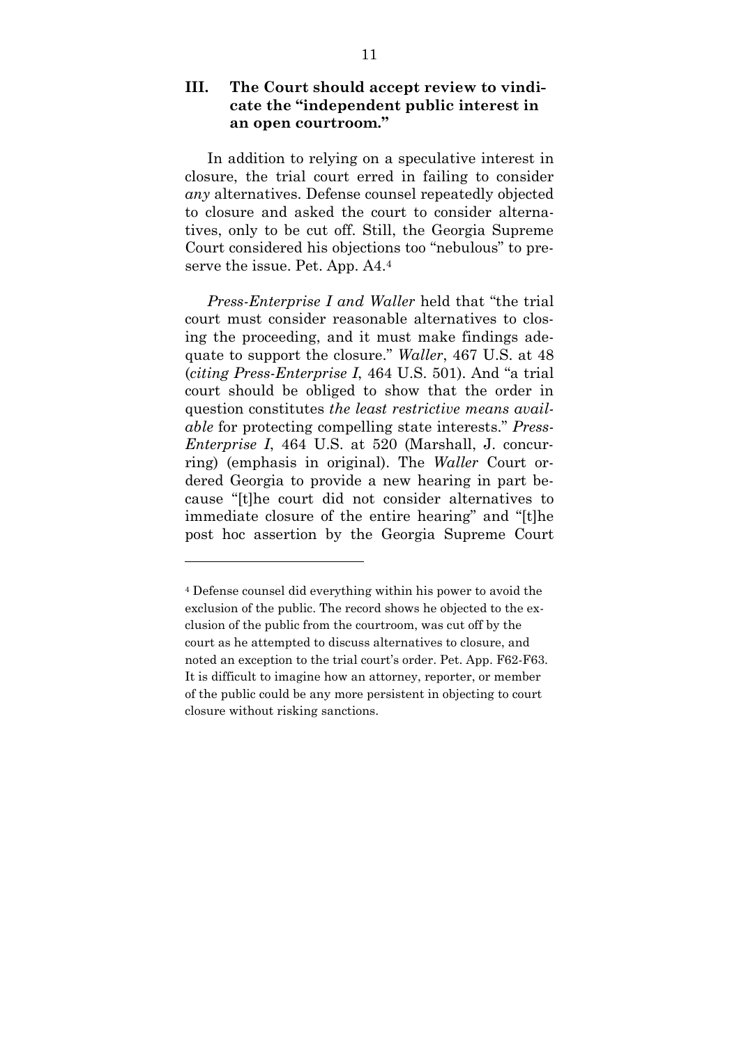## III. The Court should accept review to vindicate the "independent public interest in an open courtroom."

In addition to relying on a speculative interest in closure, the trial court erred in failing to consider *any* alternatives. Defense counsel repeatedly objected to closure and asked the court to consider alternatives, only to be cut off. Still, the Georgia Supreme Court considered his objections too "nebulous" to preserve the issue. Pet. App. A4.[4]

*Press-Enterprise I and Waller* held that "the trial court must consider reasonable alternatives to closing the proceeding, and it must make findings adequate to support the closure." *Waller*, 467 U.S. at 48 (*citing Press-Enterprise I*, 464 U.S. 501). And "a trial court should be obliged to show that the order in question constitutes *the least restrictive means available* for protecting compelling state interests." *Press-Enterprise I*, 464 U.S. at 520 (Marshall, J. concurring) (emphasis in original). The *Waller* Court ordered Georgia to provide a new hearing in part because "[t]he court did not consider alternatives to immediate closure of the entire hearing" and "[t]he post hoc assertion by the Georgia Supreme Court

---

[4] Defense counsel did everything within his power to avoid the exclusion of the public. The record shows he objected to the exclusion of the public from the courtroom, was cut off by the court as he attempted to discuss alternatives to closure, and noted an exception to the trial court's order. Pet. App. F62-F63. It is difficult to imagine how an attorney, reporter, or member of the public could be any more persistent in objecting to court closure without risking sanctions.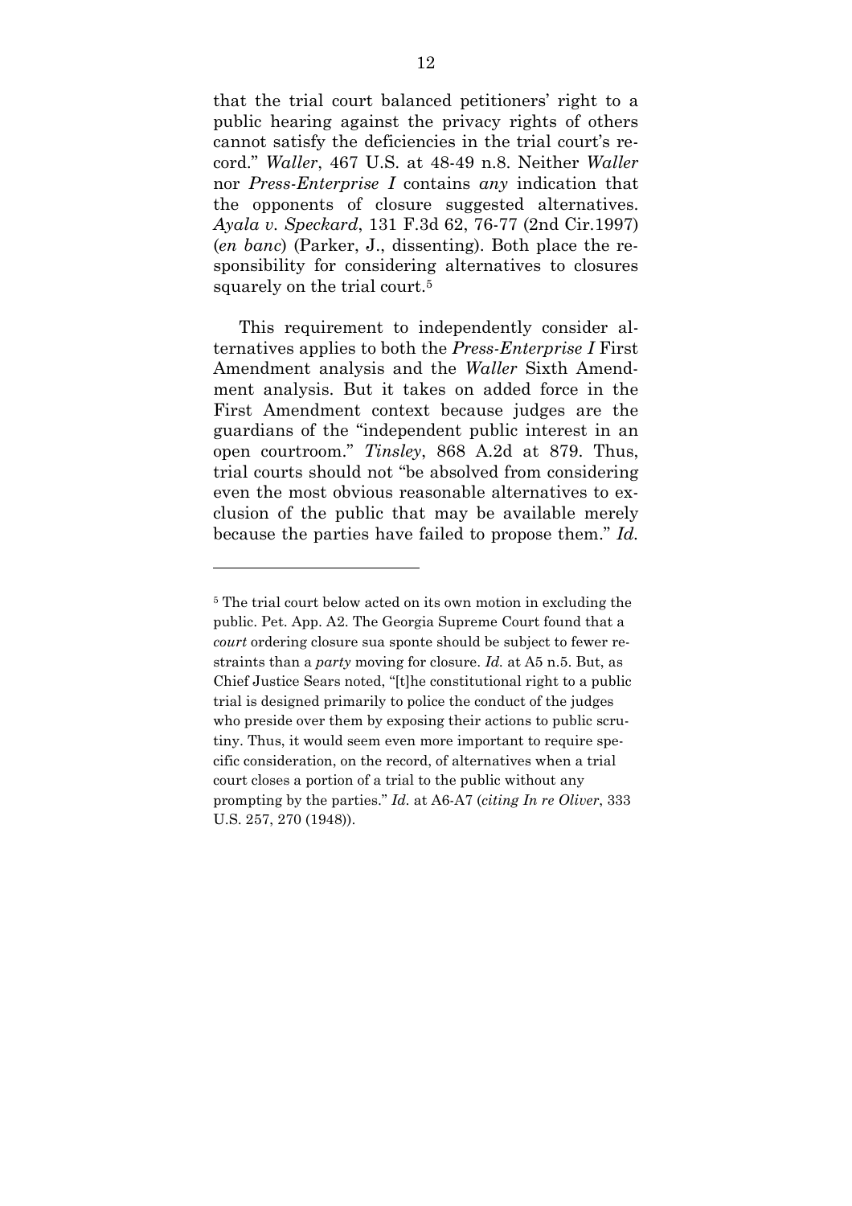that the trial court balanced petitioners' right to a public hearing against the privacy rights of others cannot satisfy the deficiencies in the trial court's record." *Waller*, 467 U.S. at 48-49 n.8. Neither *Waller* nor *Press-Enterprise I* contains *any* indication that the opponents of closure suggested alternatives. *Ayala v. Speckard*, 131 F.3d 62, 76-77 (2nd Cir.1997) (*en banc*) (Parker, J., dissenting). Both place the responsibility for considering alternatives to closures squarely on the trial court.[5]

This requirement to independently consider alternatives applies to both the *Press-Enterprise I* First Amendment analysis and the *Waller* Sixth Amendment analysis. But it takes on added force in the First Amendment context because judges are the guardians of the "independent public interest in an open courtroom." *Tinsley*, 868 A.2d at 879. Thus, trial courts should not "be absolved from considering even the most obvious reasonable alternatives to exclusion of the public that may be available merely because the parties have failed to propose them." *Id.*

---

[5] The trial court below acted on its own motion in excluding the public. Pet. App. A2. The Georgia Supreme Court found that a *court* ordering closure sua sponte should be subject to fewer restraints than a *party* moving for closure. *Id.* at A5 n.5. But, as Chief Justice Sears noted, "[t]he constitutional right to a public trial is designed primarily to police the conduct of the judges who preside over them by exposing their actions to public scrutiny. Thus, it would seem even more important to require specific consideration, on the record, of alternatives when a trial court closes a portion of a trial to the public without any prompting by the parties." *Id.* at A6-A7 (*citing In re Oliver*, 333 U.S. 257, 270 (1948)).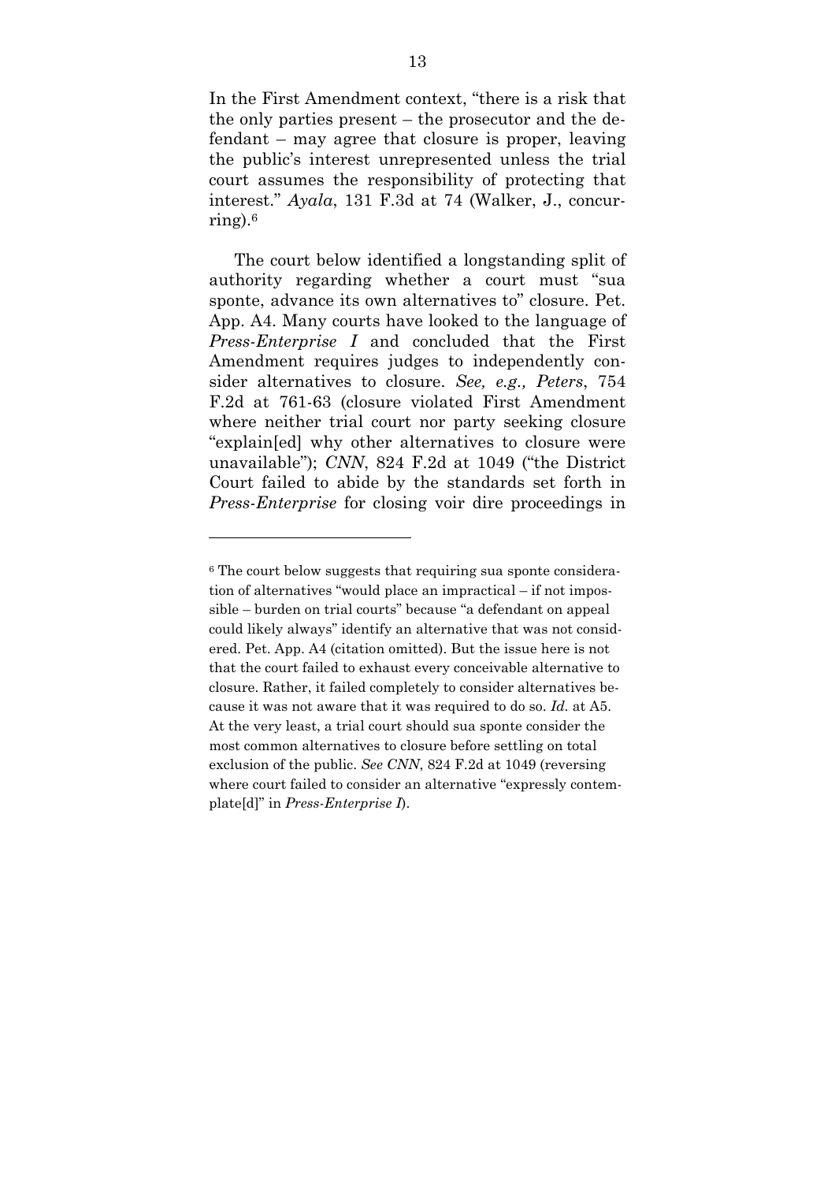In the First Amendment context, "there is a risk that the only parties present – the prosecutor and the defendant – may agree that closure is proper, leaving the public's interest unrepresented unless the trial court assumes the responsibility of protecting that interest." *Ayala*, 131 F.3d at 74 (Walker, J., concurring).[6]

The court below identified a longstanding split of authority regarding whether a court must "sua sponte, advance its own alternatives to" closure. Pet. App. A4. Many courts have looked to the language of *Press-Enterprise I* and concluded that the First Amendment requires judges to independently consider alternatives to closure. *See, e.g., Peters*, 754 F.2d at 761-63 (closure violated First Amendment where neither trial court nor party seeking closure "explain[ed] why other alternatives to closure were unavailable"); *CNN*, 824 F.2d at 1049 ("the District Court failed to abide by the standards set forth in *Press-Enterprise* for closing voir dire proceedings in

---

[6] The court below suggests that requiring sua sponte consideration of alternatives "would place an impractical – if not impossible – burden on trial courts" because "a defendant on appeal could likely always" identify an alternative that was not considered. Pet. App. A4 (citation omitted). But the issue here is not that the court failed to exhaust every conceivable alternative to closure. Rather, it failed completely to consider alternatives because it was not aware that it was required to do so. *Id.* at A5. At the very least, a trial court should sua sponte consider the most common alternatives to closure before settling on total exclusion of the public. *See CNN*, 824 F.2d at 1049 (reversing where court failed to consider an alternative "expressly contemplate[d]" in *Press-Enterprise I*).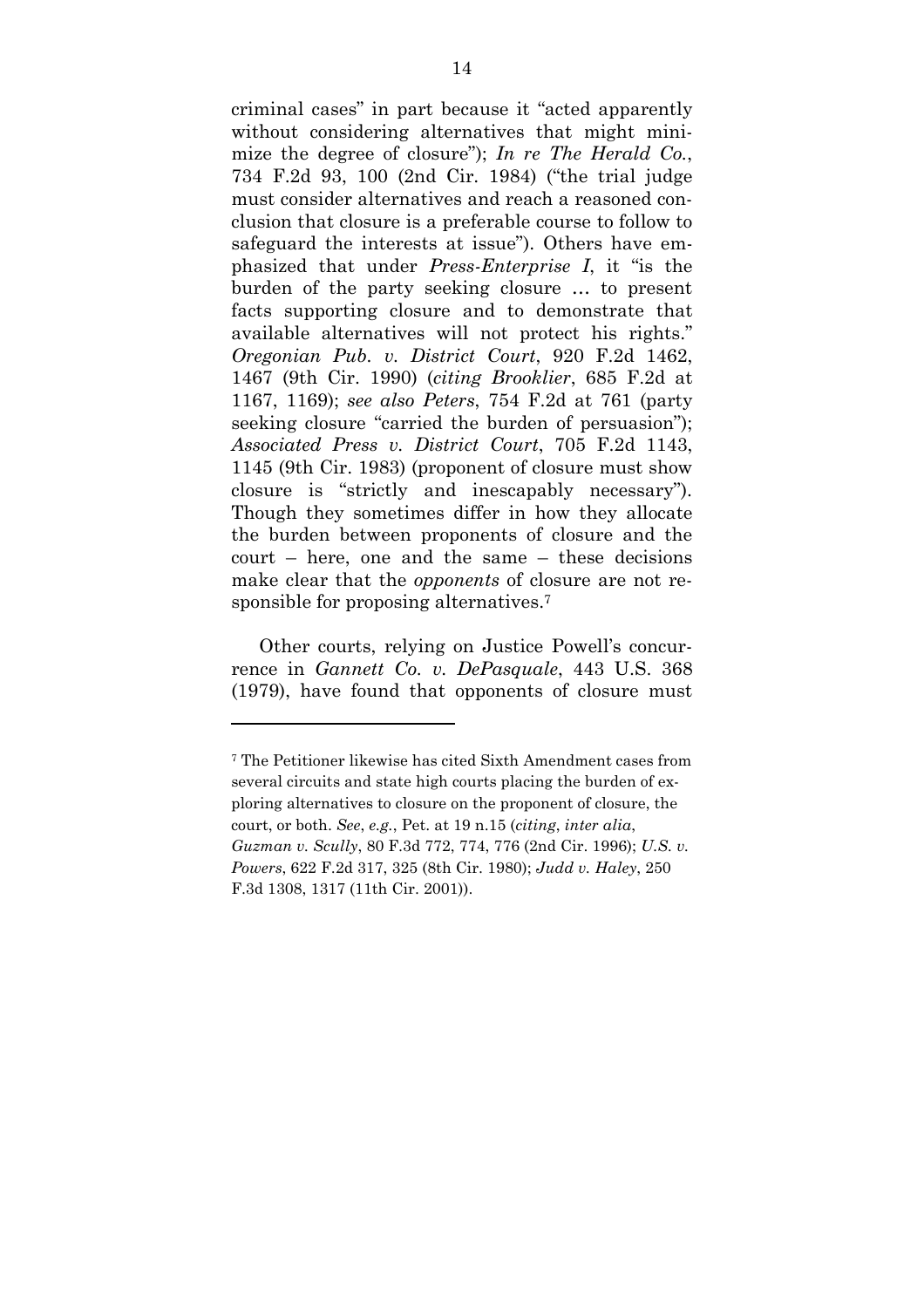criminal cases" in part because it "acted apparently without considering alternatives that might minimize the degree of closure"); *In re The Herald Co.*, 734 F.2d 93, 100 (2nd Cir. 1984) ("the trial judge must consider alternatives and reach a reasoned conclusion that closure is a preferable course to follow to safeguard the interests at issue"). Others have emphasized that under *Press-Enterprise I*, it "is the burden of the party seeking closure … to present facts supporting closure and to demonstrate that available alternatives will not protect his rights." *Oregonian Pub. v. District Court*, 920 F.2d 1462, 1467 (9th Cir. 1990) (*citing Brooklier*, 685 F.2d at 1167, 1169); *see also Peters*, 754 F.2d at 761 (party seeking closure "carried the burden of persuasion"); *Associated Press v. District Court*, 705 F.2d 1143, 1145 (9th Cir. 1983) (proponent of closure must show closure is "strictly and inescapably necessary"). Though they sometimes differ in how they allocate the burden between proponents of closure and the court – here, one and the same – these decisions make clear that the *opponents* of closure are not responsible for proposing alternatives.[7]

Other courts, relying on Justice Powell's concurrence in *Gannett Co. v. DePasquale*, 443 U.S. 368 (1979), have found that opponents of closure must

---

[7] The Petitioner likewise has cited Sixth Amendment cases from several circuits and state high courts placing the burden of exploring alternatives to closure on the proponent of closure, the court, or both. *See*, *e.g.*, Pet. at 19 n.15 (*citing*, *inter alia*, *Guzman v. Scully*, 80 F.3d 772, 774, 776 (2nd Cir. 1996); *U.S. v. Powers*, 622 F.2d 317, 325 (8th Cir. 1980); *Judd v. Haley*, 250 F.3d 1308, 1317 (11th Cir. 2001)).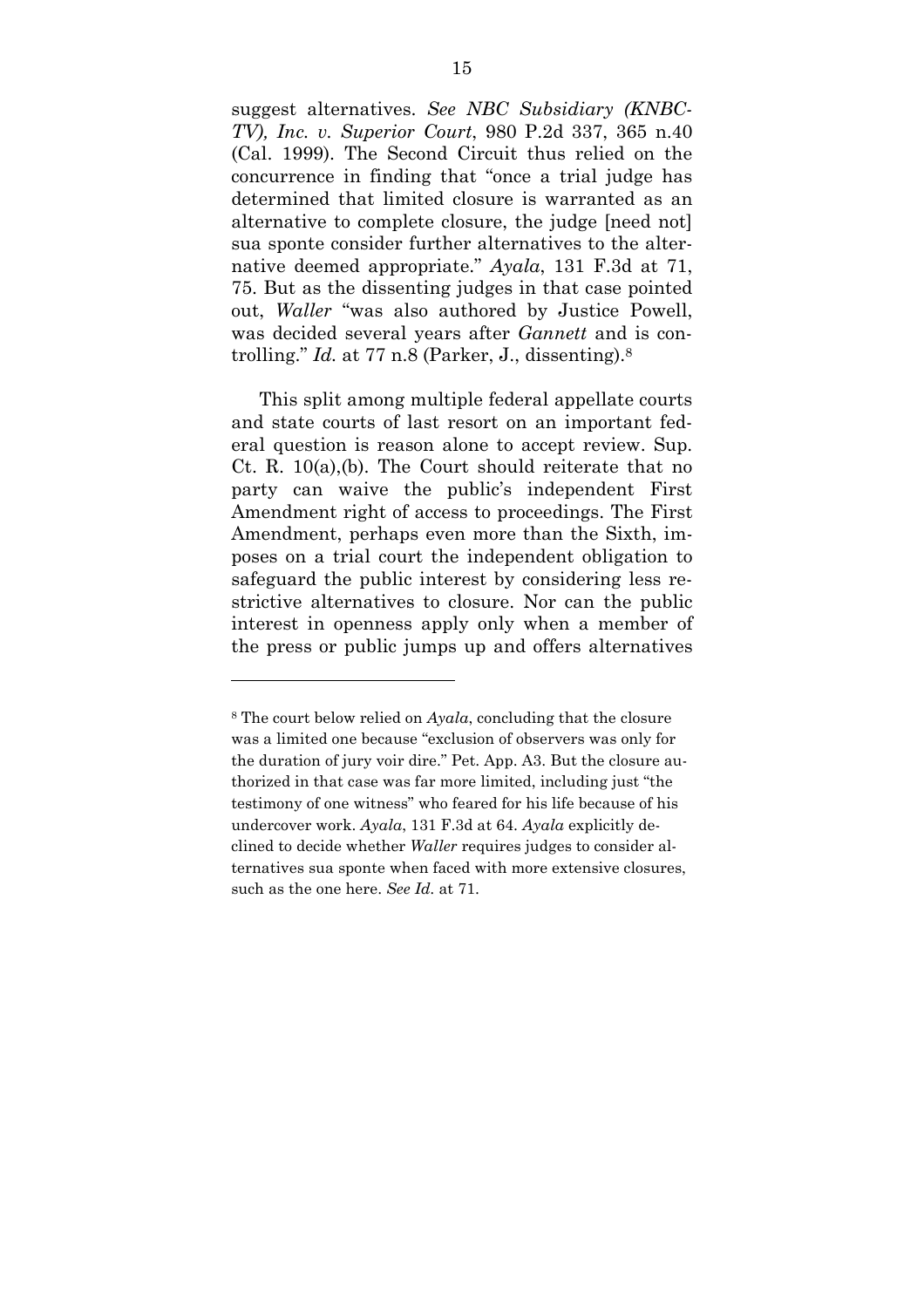suggest alternatives. *See NBC Subsidiary (KNBC-TV), Inc. v. Superior Court*, 980 P.2d 337, 365 n.40 (Cal. 1999). The Second Circuit thus relied on the concurrence in finding that "once a trial judge has determined that limited closure is warranted as an alternative to complete closure, the judge [need not] sua sponte consider further alternatives to the alternative deemed appropriate." *Ayala*, 131 F.3d at 71, 75. But as the dissenting judges in that case pointed out, *Waller* "was also authored by Justice Powell, was decided several years after *Gannett* and is controlling." *Id.* at 77 n.8 (Parker, J., dissenting).[8]

This split among multiple federal appellate courts and state courts of last resort on an important federal question is reason alone to accept review. Sup. Ct. R. 10(a),(b). The Court should reiterate that no party can waive the public's independent First Amendment right of access to proceedings. The First Amendment, perhaps even more than the Sixth, imposes on a trial court the independent obligation to safeguard the public interest by considering less restrictive alternatives to closure. Nor can the public interest in openness apply only when a member of the press or public jumps up and offers alternatives

---

[8] The court below relied on *Ayala*, concluding that the closure was a limited one because "exclusion of observers was only for the duration of jury voir dire." Pet. App. A3. But the closure authorized in that case was far more limited, including just "the testimony of one witness" who feared for his life because of his undercover work. *Ayala*, 131 F.3d at 64. *Ayala* explicitly declined to decide whether *Waller* requires judges to consider alternatives sua sponte when faced with more extensive closures, such as the one here. *See Id.* at 71.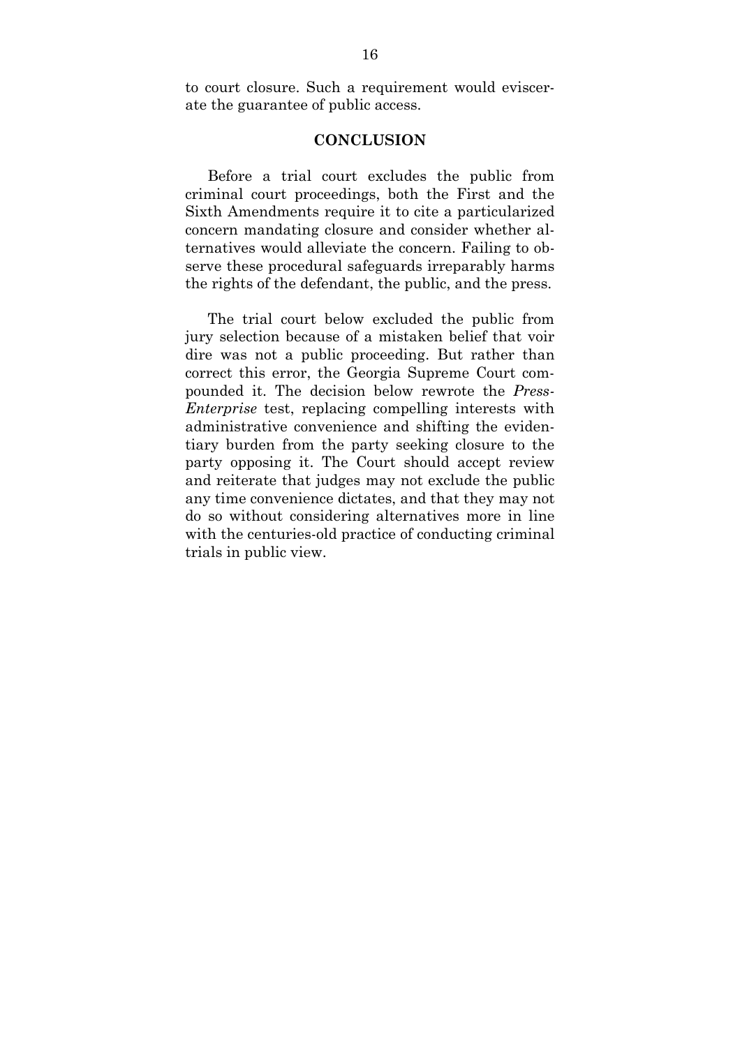to court closure. Such a requirement would eviscerate the guarantee of public access.

## CONCLUSION

Before a trial court excludes the public from criminal court proceedings, both the First and the Sixth Amendments require it to cite a particularized concern mandating closure and consider whether alternatives would alleviate the concern. Failing to observe these procedural safeguards irreparably harms the rights of the defendant, the public, and the press.

The trial court below excluded the public from jury selection because of a mistaken belief that voir dire was not a public proceeding. But rather than correct this error, the Georgia Supreme Court compounded it. The decision below rewrote the *Press-Enterprise* test, replacing compelling interests with administrative convenience and shifting the evidentiary burden from the party seeking closure to the party opposing it. The Court should accept review and reiterate that judges may not exclude the public any time convenience dictates, and that they may not do so without considering alternatives more in line with the centuries-old practice of conducting criminal trials in public view.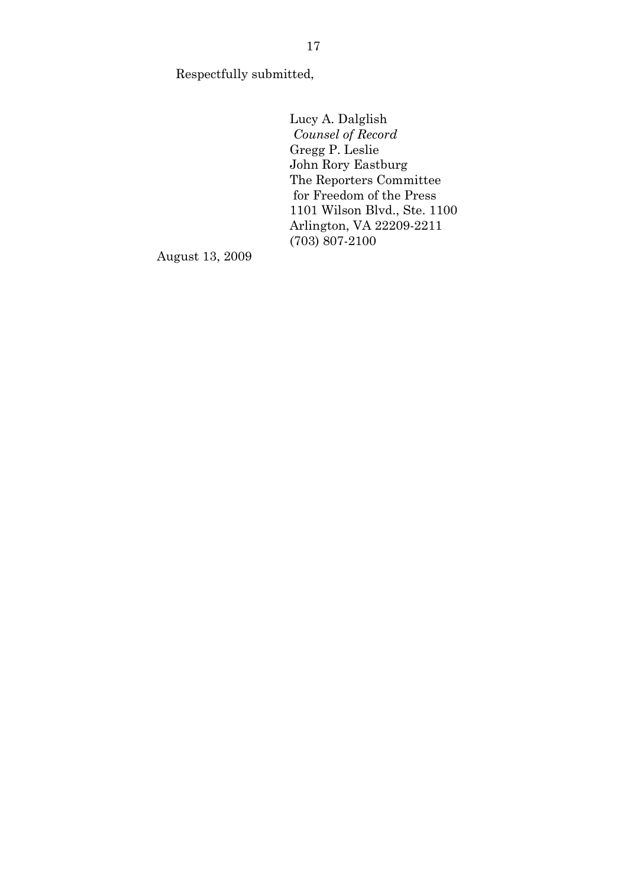Respectfully submitted,

Lucy A. Dalglish
*Counsel of Record*
Gregg P. Leslie
John Rory Eastburg
The Reporters Committee
for Freedom of the Press
1101 Wilson Blvd., Ste. 1100
Arlington, VA 22209-2211
(703) 807-2100

August 13, 2009